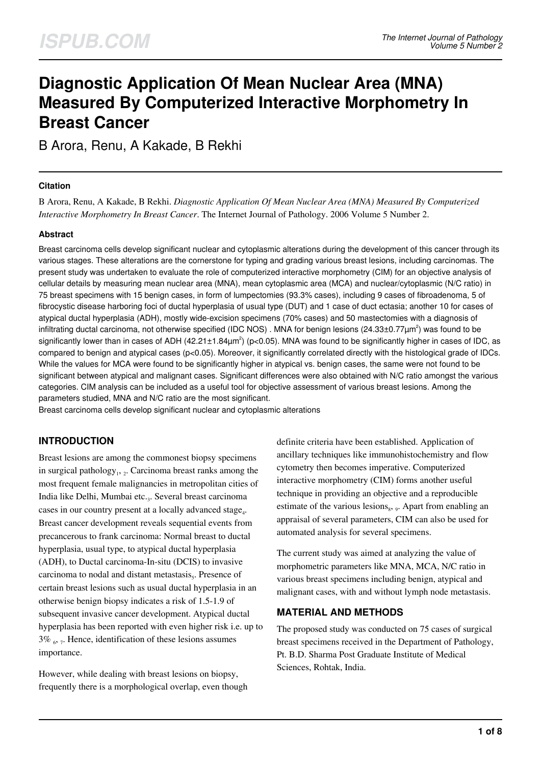# Diagnostic Application Of Mean Nuclear Area (MNA) Measured By Computerized Interactive Morphometry In Breast Cancer

B Arora, Renu, A Kakade, B Rekhi

### Citation

B Arora, Renu, A Kakade, B Rekhi. *Diagnostic Application Of Mean Nuclear Area (MNA) Measured By Computerized Interactive Morphometry In Breast Cancer*. The Internet Journal of Pathology. 2006 Volume 5 Number 2.

### Abstract

Breast carcinoma cells develop significant nuclear and cytoplasmic alterations during the development of this cancer through its various stages. These alterations are the cornerstone for typing and grading various breast lesions, including carcinomas. The present study was undertaken to evaluate the role of computerized interactive morphometry (CIM) for an objective analysis of cellular details by measuring mean nuclear area (MNA), mean cytoplasmic area (MCA) and nuclear/cytoplasmic (N/C ratio) in 75 breast specimens with 15 benign cases, in form of lumpectomies (93.3% cases), including 9 cases of fibroadenoma, 5 of fibrocystic disease harboring foci of ductal hyperplasia of usual type (DUT) and 1 case of duct ectasia; another 10 for cases of atypical ductal hyperplasia (ADH), mostly wide-excision specimens (70% cases) and 50 mastectomies with a diagnosis of infiltrating ductal carcinoma, not otherwise specified (IDC NOS) . MNA for benign lesions (24.33±0.77µm$^2$) was found to be significantly lower than in cases of ADH (42.21±1.84µm$^2$) ($p<0.05$). MNA was found to be significantly higher in cases of IDC, as compared to benign and atypical cases ($p<0.05$). Moreover, it significantly correlated directly with the histological grade of IDCs. While the values for MCA were found to be significantly higher in atypical vs. benign cases, the same were not found to be significant between atypical and malignant cases. Significant differences were also obtained with N/C ratio amongst the various categories. CIM analysis can be included as a useful tool for objective assessment of various breast lesions. Among the parameters studied, MNA and N/C ratio are the most significant.

Breast carcinoma cells develop significant nuclear and cytoplasmic alterations

## INTRODUCTION

Breast lesions are among the commonest biopsy specimens in surgical pathology[1, 2]. Carcinoma breast ranks among the most frequent female malignancies in metropolitan cities of India like Delhi, Mumbai etc.[3]. Several breast carcinoma cases in our country present at a locally advanced stage[4]. Breast cancer development reveals sequential events from precancerous to frank carcinoma: Normal breast to ductal hyperplasia, usual type, to atypical ductal hyperplasia (ADH), to Ductal carcinoma-In-situ (DCIS) to invasive carcinoma to nodal and distant metastasis[5]. Presence of certain breast lesions such as usual ductal hyperplasia in an otherwise benign biopsy indicates a risk of 1.5-1.9 of subsequent invasive cancer development. Atypical ductal hyperplasia has been reported with even higher risk i.e. up to 3% [6, 7]. Hence, identification of these lesions assumes importance.

However, while dealing with breast lesions on biopsy, frequently there is a morphological overlap, even though definite criteria have been established. Application of ancillary techniques like immunohistochemistry and flow cytometry then becomes imperative. Computerized interactive morphometry (CIM) forms another useful technique in providing an objective and a reproducible estimate of the various lesions[8, 9]. Apart from enabling an appraisal of several parameters, CIM can also be used for automated analysis for several specimens.

The current study was aimed at analyzing the value of morphometric parameters like MNA, MCA, N/C ratio in various breast specimens including benign, atypical and malignant cases, with and without lymph node metastasis.

## MATERIAL AND METHODS

The proposed study was conducted on 75 cases of surgical breast specimens received in the Department of Pathology, Pt. B.D. Sharma Post Graduate Institute of Medical Sciences, Rohtak, India.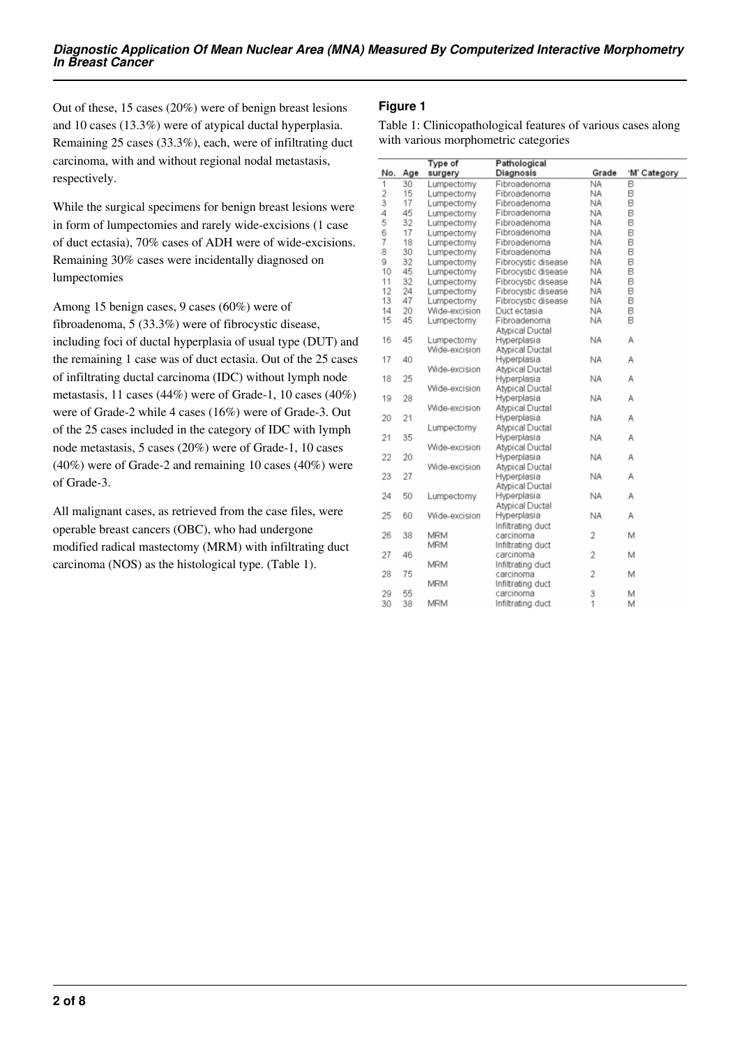Out of these, 15 cases (20%) were of benign breast lesions and 10 cases (13.3%) were of atypical ductal hyperplasia. Remaining 25 cases (33.3%), each, were of infiltrating duct carcinoma, with and without regional nodal metastasis, respectively.

While the surgical specimens for benign breast lesions were in form of lumpectomies and rarely wide-excisions (1 case of duct ectasia), 70% cases of ADH were of wide-excisions. Remaining 30% cases were incidentally diagnosed on lumpectomies

Among 15 benign cases, 9 cases (60%) were of fibroadenoma, 5 (33.3%) were of fibrocystic disease, including foci of ductal hyperplasia of usual type (DUT) and the remaining 1 case was of duct ectasia. Out of the 25 cases of infiltrating ductal carcinoma (IDC) without lymph node metastasis, 11 cases (44%) were of Grade-1, 10 cases (40%) were of Grade-2 while 4 cases (16%) were of Grade-3. Out of the 25 cases included in the category of IDC with lymph node metastasis, 5 cases (20%) were of Grade-1, 10 cases (40%) were of Grade-2 and remaining 10 cases (40%) were of Grade-3.

All malignant cases, as retrieved from the case files, were operable breast cancers (OBC), who had undergone modified radical mastectomy (MRM) with infiltrating duct carcinoma (NOS) as the histological type. (Table 1).

### Figure 1

Table 1: Clinicopathological features of various cases along with various morphometric categories

| No. | Age | Type of surgery | Pathological Diagnosis | Grade | 'M' Category |
|---|---|---|---|---|---|
| 1 | 30 | Lumpectomy | Fibroadenoma | NA | B |
| 2 | 15 | Lumpectomy | Fibroadenoma | NA | B |
| 3 | 17 | Lumpectomy | Fibroadenoma | NA | B |
| 4 | 45 | Lumpectomy | Fibroadenoma | NA | B |
| 5 | 32 | Lumpectomy | Fibroadenoma | NA | B |
| 6 | 17 | Lumpectomy | Fibroadenoma | NA | B |
| 7 | 18 | Lumpectomy | Fibroadenoma | NA | B |
| 8 | 30 | Lumpectomy | Fibroadenoma | NA | B |
| 9 | 32 | Lumpectomy | Fibrocystic disease | NA | B |
| 10 | 45 | Lumpectomy | Fibrocystic disease | NA | B |
| 11 | 32 | Lumpectomy | Fibrocystic disease | NA | B |
| 12 | 24 | Lumpectomy | Fibrocystic disease | NA | B |
| 13 | 47 | Lumpectomy | Fibrocystic disease | NA | B |
| 14 | 20 | Wide-excision | Duct ectasia | NA | B |
| 15 | 45 | Lumpectomy | Fibroadenoma | NA | B |
| 16 | 45 | Lumpectomy | Atypical Ductal Hyperplasia | NA | A |
| 17 | 40 | Wide-excision | Atypical Ductal Hyperplasia | NA | A |
| 18 | 25 | Wide-excision | Atypical Ductal Hyperplasia | NA | A |
| 19 | 28 | Wide-excision | Atypical Ductal Hyperplasia | NA | A |
| 20 | 21 | Wide-excision | Atypical Ductal Hyperplasia | NA | A |
| 21 | 35 | Lumpectomy | Atypical Ductal Hyperplasia | NA | A |
| 22 | 20 | Wide-excision | Atypical Ductal Hyperplasia | NA | A |
| 23 | 27 | Wide-excision | Atypical Ductal Hyperplasia | NA | A |
| 24 | 50 | Lumpectomy | Atypical Ductal Hyperplasia | NA | A |
| 25 | 60 | Wide-excision | Atypical Ductal Hyperplasia | NA | A |
| 26 | 38 | MRM | Infiltrating duct carcinoma | 2 | M |
| 27 | 46 | MRM | Infiltrating duct carcinoma | 2 | M |
| 28 | 75 | MRM | Infiltrating duct carcinoma | 2 | M |
| 29 | 55 | MRM | Infiltrating duct carcinoma | 3 | M |
| 30 | 38 | MRM | Infiltrating duct | 1 | M |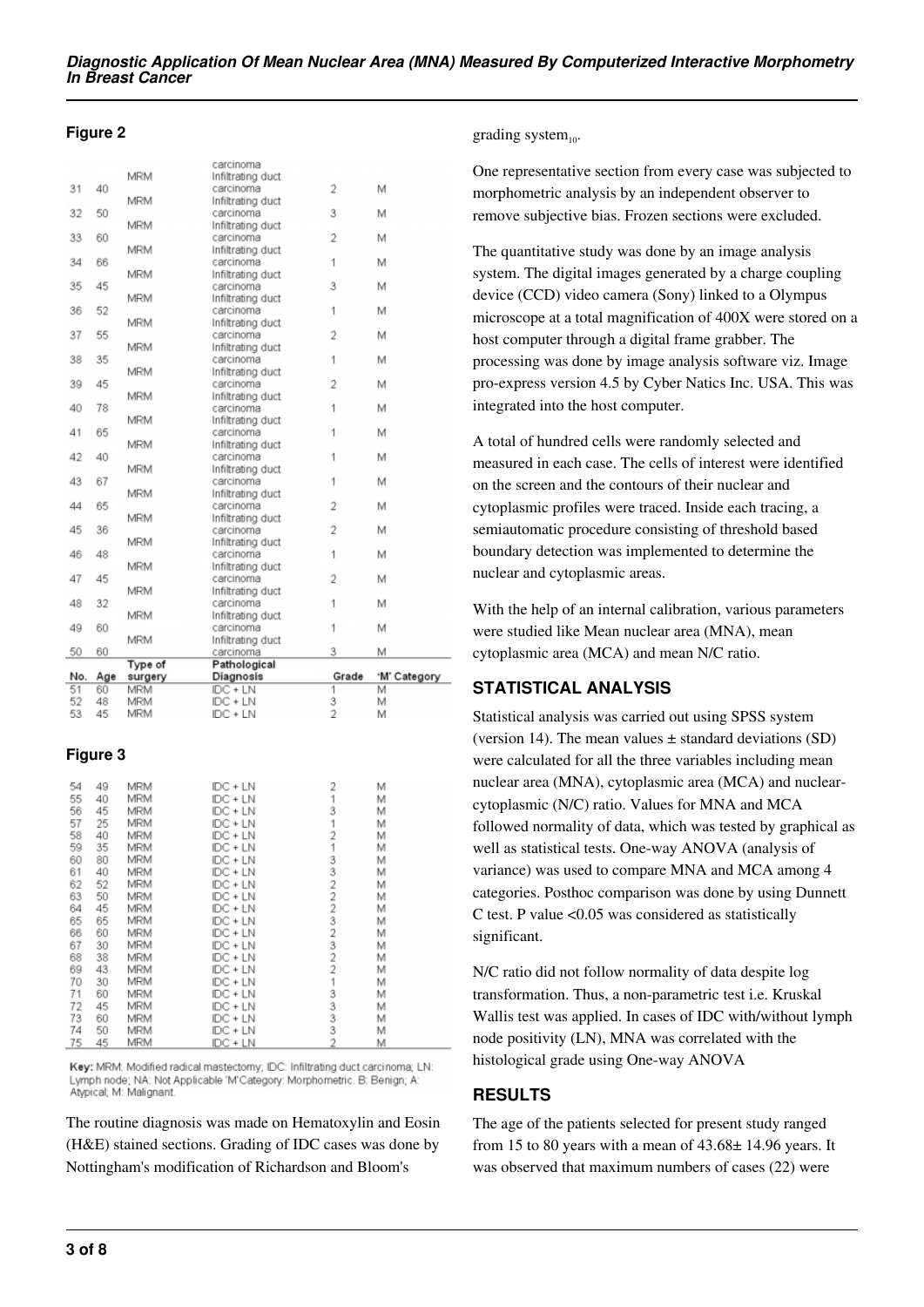### Figure 2

| No. | Age | Type of surgery | Pathological Diagnosis | Grade | 'M' Category |
|---|---|---|---|---|---|
| 31 | 40 | MRM | Infiltrating duct carcinoma | 2 | M |
| 32 | 50 | MRM | Infiltrating duct carcinoma | 3 | M |
| 33 | 60 | MRM | Infiltrating duct carcinoma | 2 | M |
| 34 | 66 | MRM | Infiltrating duct carcinoma | 1 | M |
| 35 | 45 | MRM | Infiltrating duct carcinoma | 3 | M |
| 36 | 52 | MRM | Infiltrating duct carcinoma | 1 | M |
| 37 | 55 | MRM | Infiltrating duct carcinoma | 2 | M |
| 38 | 35 | MRM | Infiltrating duct carcinoma | 1 | M |
| 39 | 45 | MRM | Infiltrating duct carcinoma | 2 | M |
| 40 | 78 | MRM | Infiltrating duct carcinoma | 1 | M |
| 41 | 65 | MRM | Infiltrating duct carcinoma | 1 | M |
| 42 | 40 | MRM | Infiltrating duct carcinoma | 1 | M |
| 43 | 67 | MRM | Infiltrating duct carcinoma | 1 | M |
| 44 | 65 | MRM | Infiltrating duct carcinoma | 2 | M |
| 45 | 36 | MRM | Infiltrating duct carcinoma | 2 | M |
| 46 | 48 | MRM | Infiltrating duct carcinoma | 1 | M |
| 47 | 45 | MRM | Infiltrating duct carcinoma | 2 | M |
| 48 | 32 | MRM | Infiltrating duct carcinoma | 1 | M |
| 49 | 60 | MRM | Infiltrating duct carcinoma | 1 | M |
| 50 | 60 | MRM | Infiltrating duct carcinoma | 3 | M |
| 51 | 60 | MRM | IDC + LN | 1 | M |
| 52 | 48 | MRM | IDC + LN | 3 | M |
| 53 | 45 | MRM | IDC + LN | 2 | M |

### Figure 3

| No. | Age | Type of surgery | Pathological Diagnosis | Grade | 'M' Category |
|---|---|---|---|---|---|
| 54 | 49 | MRM | IDC + LN | 2 | M |
| 55 | 40 | MRM | IDC + LN | 1 | M |
| 56 | 45 | MRM | IDC + LN | 3 | M |
| 57 | 25 | MRM | IDC + LN | 1 | M |
| 58 | 40 | MRM | IDC + LN | 2 | M |
| 59 | 35 | MRM | IDC + LN | 1 | M |
| 60 | 80 | MRM | IDC + LN | 3 | M |
| 61 | 40 | MRM | IDC + LN | 3 | M |
| 62 | 52 | MRM | IDC + LN | 2 | M |
| 63 | 50 | MRM | IDC + LN | 2 | M |
| 64 | 45 | MRM | IDC + LN | 2 | M |
| 65 | 65 | MRM | IDC + LN | 3 | M |
| 66 | 60 | MRM | IDC + LN | 2 | M |
| 67 | 30 | MRM | IDC + LN | 3 | M |
| 68 | 38 | MRM | IDC + LN | 2 | M |
| 69 | 43 | MRM | IDC + LN | 2 | M |
| 70 | 30 | MRM | IDC + LN | 1 | M |
| 71 | 60 | MRM | IDC + LN | 3 | M |
| 72 | 45 | MRM | IDC + LN | 3 | M |
| 73 | 60 | MRM | IDC + LN | 3 | M |
| 74 | 50 | MRM | IDC + LN | 3 | M |
| 75 | 45 | MRM | IDC + LN | 2 | M |

**Key:** MRM: Modified radical mastectomy; IDC: Infiltrating duct carcinoma; LN: Lymph node; NA: Not Applicable 'M'Category: Morphometric. B: Benign; A: Atypical; M: Malignant.

The routine diagnosis was made on Hematoxylin and Eosin (H&E) stained sections. Grading of IDC cases was done by Nottingham's modification of Richardson and Bloom's grading system[10].

One representative section from every case was subjected to morphometric analysis by an independent observer to remove subjective bias. Frozen sections were excluded.

The quantitative study was done by an image analysis system. The digital images generated by a charge coupling device (CCD) video camera (Sony) linked to a Olympus microscope at a total magnification of 400X were stored on a host computer through a digital frame grabber. The processing was done by image analysis software viz. Image pro-express version 4.5 by Cyber Natics Inc. USA. This was integrated into the host computer.

A total of hundred cells were randomly selected and measured in each case. The cells of interest were identified on the screen and the contours of their nuclear and cytoplasmic profiles were traced. Inside each tracing, a semiautomatic procedure consisting of threshold based boundary detection was implemented to determine the nuclear and cytoplasmic areas.

With the help of an internal calibration, various parameters were studied like Mean nuclear area (MNA), mean cytoplasmic area (MCA) and mean N/C ratio.

## STATISTICAL ANALYSIS

Statistical analysis was carried out using SPSS system (version 14). The mean values ± standard deviations (SD) were calculated for all the three variables including mean nuclear area (MNA), cytoplasmic area (MCA) and nuclear-cytoplasmic (N/C) ratio. Values for MNA and MCA followed normality of data, which was tested by graphical as well as statistical tests. One-way ANOVA (analysis of variance) was used to compare MNA and MCA among 4 categories. Posthoc comparison was done by using Dunnett C test. P value <0.05 was considered as statistically significant.

N/C ratio did not follow normality of data despite log transformation. Thus, a non-parametric test i.e. Kruskal Wallis test was applied. In cases of IDC with/without lymph node positivity (LN), MNA was correlated with the histological grade using One-way ANOVA

## RESULTS

The age of the patients selected for present study ranged from 15 to 80 years with a mean of 43.68± 14.96 years. It was observed that maximum numbers of cases (22) were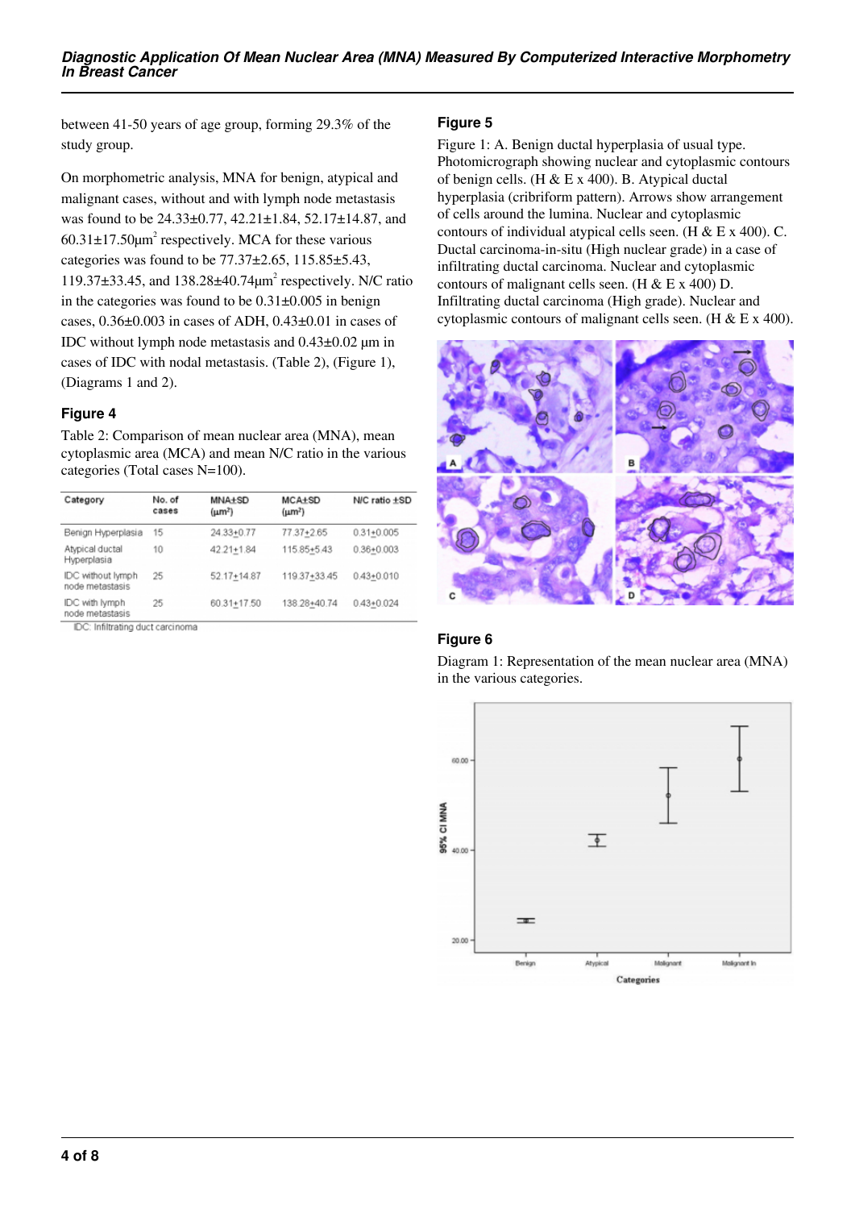between 41-50 years of age group, forming 29.3% of the study group.

On morphometric analysis, MNA for benign, atypical and malignant cases, without and with lymph node metastasis was found to be 24.33±0.77, 42.21±1.84, 52.17±14.87, and 60.31±17.50µm$^2$ respectively. MCA for these various categories was found to be 77.37±2.65, 115.85±5.43, 119.37±33.45, and 138.28±40.74µm$^2$ respectively. N/C ratio in the categories was found to be 0.31±0.005 in benign cases, 0.36±0.003 in cases of ADH, 0.43±0.01 in cases of IDC without lymph node metastasis and 0.43±0.02 µm in cases of IDC with nodal metastasis. (Table 2), (Figure 1), (Diagrams 1 and 2).

### Figure 4

Table 2: Comparison of mean nuclear area (MNA), mean cytoplasmic area (MCA) and mean N/C ratio in the various categories (Total cases N=100).

| Category | No. of cases | MNA±SD (µm$^2$) | MCA±SD (µm$^2$) | N/C ratio ±SD |
|---|---|---|---|---|
| Benign Hyperplasia | 15 | 24.33±0.77 | 77.37±2.65 | 0.31±0.005 |
| Atypical ductal Hyperplasia | 10 | 42.21±1.84 | 115.85±5.43 | 0.36±0.003 |
| IDC without lymph node metastasis | 25 | 52.17±14.87 | 119.37±33.45 | 0.43±0.010 |
| IDC with lymph node metastasis | 25 | 60.31±17.50 | 138.28±40.74 | 0.43±0.024 |

IDC: Infiltrating duct carcinoma

### Figure 5

Figure 1: A. Benign ductal hyperplasia of usual type. Photomicrograph showing nuclear and cytoplasmic contours of benign cells. (H & E x 400). B. Atypical ductal hyperplasia (cribriform pattern). Arrows show arrangement of cells around the lumina. Nuclear and cytoplasmic contours of individual atypical cells seen. (H & E x 400). C. Ductal carcinoma-in-situ (High nuclear grade) in a case of infiltrating ductal carcinoma. Nuclear and cytoplasmic contours of malignant cells seen. (H & E x 400) D. Infiltrating ductal carcinoma (High grade). Nuclear and cytoplasmic contours of malignant cells seen. (H & E x 400).

### Figure 6

Diagram 1: Representation of the mean nuclear area (MNA) in the various categories.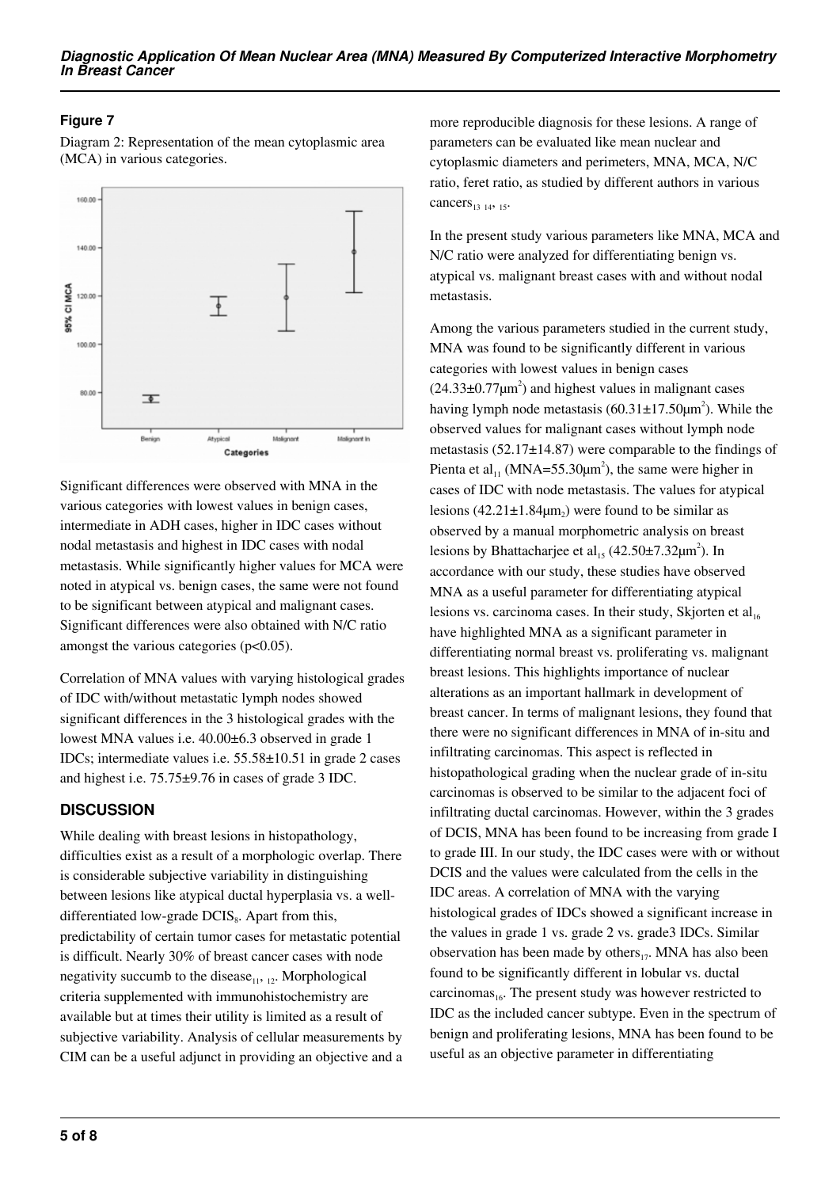## Figure 7

Diagram 2: Representation of the mean cytoplasmic area (MCA) in various categories.

Significant differences were observed with MNA in the various categories with lowest values in benign cases, intermediate in ADH cases, higher in IDC cases without nodal metastasis and highest in IDC cases with nodal metastasis. While significantly higher values for MCA were noted in atypical vs. benign cases, the same were not found to be significant between atypical and malignant cases. Significant differences were also obtained with N/C ratio amongst the various categories ($p<0.05$).

Correlation of MNA values with varying histological grades of IDC with/without metastatic lymph nodes showed significant differences in the 3 histological grades with the lowest MNA values i.e. 40.00±6.3 observed in grade 1 IDCs; intermediate values i.e. 55.58±10.51 in grade 2 cases and highest i.e. 75.75±9.76 in cases of grade 3 IDC.

## DISCUSSION

While dealing with breast lesions in histopathology, difficulties exist as a result of a morphologic overlap. There is considerable subjective variability in distinguishing between lesions like atypical ductal hyperplasia vs. a well-differentiated low-grade DCIS[8]. Apart from this, predictability of certain tumor cases for metastatic potential is difficult. Nearly 30% of breast cancer cases with node negativity succumb to the disease[11, 12]. Morphological criteria supplemented with immunohistochemistry are available but at times their utility is limited as a result of subjective variability. Analysis of cellular measurements by CIM can be a useful adjunct in providing an objective and a more reproducible diagnosis for these lesions. A range of parameters can be evaluated like mean nuclear and cytoplasmic diameters and perimeters, MNA, MCA, N/C ratio, feret ratio, as studied by different authors in various cancers[13 14, 15].

In the present study various parameters like MNA, MCA and N/C ratio were analyzed for differentiating benign vs. atypical vs. malignant breast cases with and without nodal metastasis.

Among the various parameters studied in the current study, MNA was found to be significantly different in various categories with lowest values in benign cases (24.33±0.77μm$^2$) and highest values in malignant cases having lymph node metastasis (60.31±17.50μm$^2$). While the observed values for malignant cases without lymph node metastasis (52.17±14.87) were comparable to the findings of Pienta et al[11] (MNA=55.30μm$^2$), the same were higher in cases of IDC with node metastasis. The values for atypical lesions (42.21±1.84μm$_2$) were found to be similar as observed by a manual morphometric analysis on breast lesions by Bhattacharjee et al[15] (42.50±7.32μm$^2$). In accordance with our study, these studies have observed MNA as a useful parameter for differentiating atypical lesions vs. carcinoma cases. In their study, Skjorten et al[16] have highlighted MNA as a significant parameter in differentiating normal breast vs. proliferating vs. malignant breast lesions. This highlights importance of nuclear alterations as an important hallmark in development of breast cancer. In terms of malignant lesions, they found that there were no significant differences in MNA of in-situ and infiltrating carcinomas. This aspect is reflected in histopathological grading when the nuclear grade of in-situ carcinomas is observed to be similar to the adjacent foci of infiltrating ductal carcinomas. However, within the 3 grades of DCIS, MNA has been found to be increasing from grade I to grade III. In our study, the IDC cases were with or without DCIS and the values were calculated from the cells in the IDC areas. A correlation of MNA with the varying histological grades of IDCs showed a significant increase in the values in grade 1 vs. grade 2 vs. grade3 IDCs. Similar observation has been made by others[17]. MNA has also been found to be significantly different in lobular vs. ductal carcinomas[16]. The present study was however restricted to IDC as the included cancer subtype. Even in the spectrum of benign and proliferating lesions, MNA has been found to be useful as an objective parameter in differentiating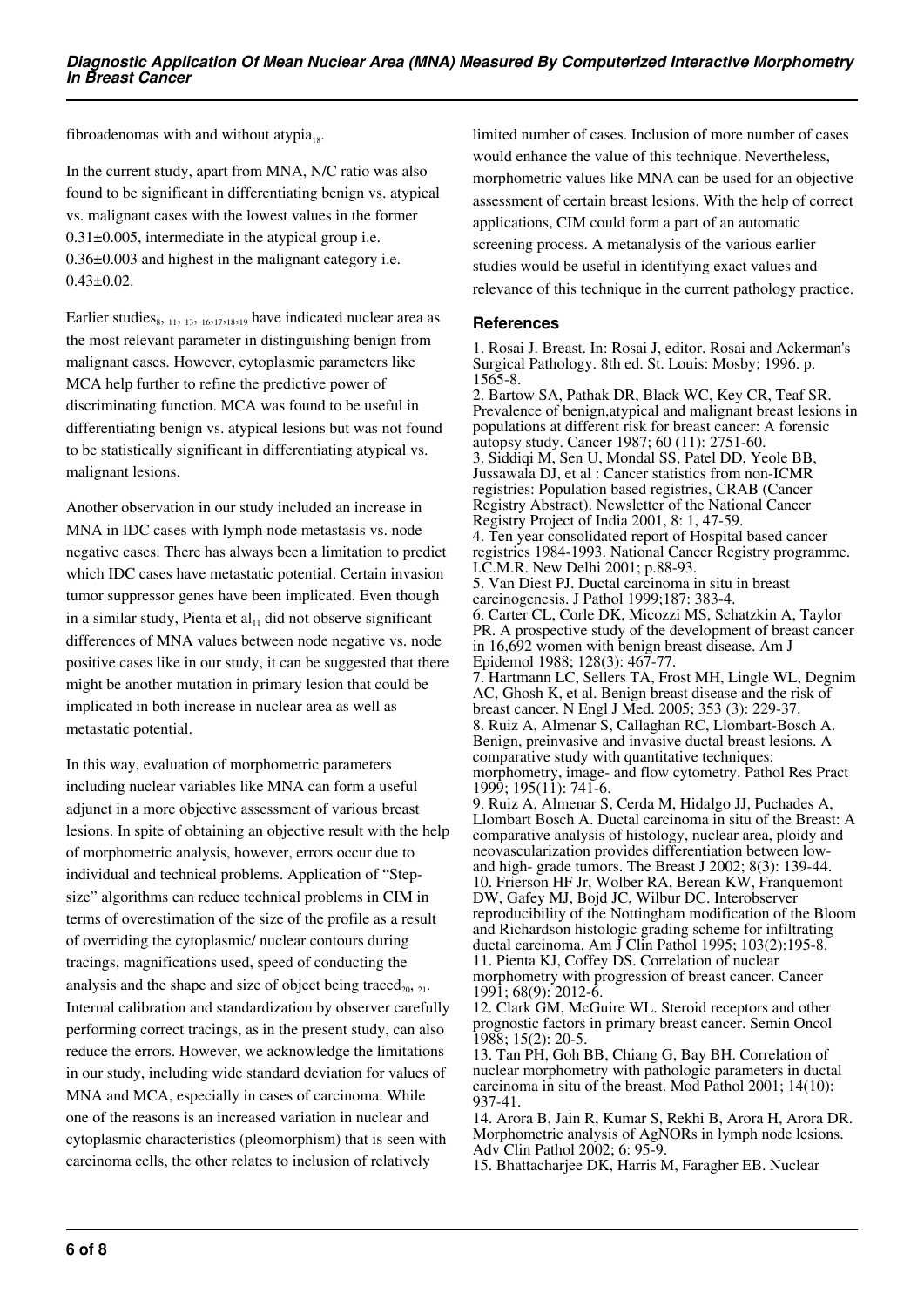fibroadenomas with and without atypia[18].

In the current study, apart from MNA, N/C ratio was also found to be significant in differentiating benign vs. atypical vs. malignant cases with the lowest values in the former 0.31±0.005, intermediate in the atypical group i.e. 0.36±0.003 and highest in the malignant category i.e. 0.43±0.02.

Earlier studies[8, 11, 13, 16,17,18,19] have indicated nuclear area as the most relevant parameter in distinguishing benign from malignant cases. However, cytoplasmic parameters like MCA help further to refine the predictive power of discriminating function. MCA was found to be useful in differentiating benign vs. atypical lesions but was not found to be statistically significant in differentiating atypical vs. malignant lesions.

Another observation in our study included an increase in MNA in IDC cases with lymph node metastasis vs. node negative cases. There has always been a limitation to predict which IDC cases have metastatic potential. Certain invasion tumor suppressor genes have been implicated. Even though in a similar study, Pienta et al[11] did not observe significant differences of MNA values between node negative vs. node positive cases like in our study, it can be suggested that there might be another mutation in primary lesion that could be implicated in both increase in nuclear area as well as metastatic potential.

In this way, evaluation of morphometric parameters including nuclear variables like MNA can form a useful adjunct in a more objective assessment of various breast lesions. In spite of obtaining an objective result with the help of morphometric analysis, however, errors occur due to individual and technical problems. Application of "Step-size" algorithms can reduce technical problems in CIM in terms of overestimation of the size of the profile as a result of overriding the cytoplasmic/ nuclear contours during tracings, magnifications used, speed of conducting the analysis and the shape and size of object being traced[20, 21]. Internal calibration and standardization by observer carefully performing correct tracings, as in the present study, can also reduce the errors. However, we acknowledge the limitations in our study, including wide standard deviation for values of MNA and MCA, especially in cases of carcinoma. While one of the reasons is an increased variation in nuclear and cytoplasmic characteristics (pleomorphism) that is seen with carcinoma cells, the other relates to inclusion of relatively limited number of cases. Inclusion of more number of cases would enhance the value of this technique. Nevertheless, morphometric values like MNA can be used for an objective assessment of certain breast lesions. With the help of correct applications, CIM could form a part of an automatic screening process. A metanalysis of the various earlier studies would be useful in identifying exact values and relevance of this technique in the current pathology practice.

## References

1. Rosai J. Breast. In: Rosai J, editor. Rosai and Ackerman's Surgical Pathology. 8th ed. St. Louis: Mosby; 1996. p. 1565-8.
2. Bartow SA, Pathak DR, Black WC, Key CR, Teaf SR. Prevalence of benign,atypical and malignant breast lesions in populations at different risk for breast cancer: A forensic autopsy study. Cancer 1987; 60 (11): 2751-60.
3. Siddiqi M, Sen U, Mondal SS, Patel DD, Yeole BB, Jussawala DJ, et al : Cancer statistics from non-ICMR registries: Population based registries, CRAB (Cancer Registry Abstract). Newsletter of the National Cancer Registry Project of India 2001, 8: 1, 47-59.
4. Ten year consolidated report of Hospital based cancer registries 1984-1993. National Cancer Registry programme. I.C.M.R. New Delhi 2001; p.88-93.
5. Van Diest PJ. Ductal carcinoma in situ in breast carcinogenesis. J Pathol 1999;187: 383-4.
6. Carter CL, Corle DK, Micozzi MS, Schatzkin A, Taylor PR. A prospective study of the development of breast cancer in 16,692 women with benign breast disease. Am J Epidemol 1988; 128(3): 467-77.
7. Hartmann LC, Sellers TA, Frost MH, Lingle WL, Degnim AC, Ghosh K, et al. Benign breast disease and the risk of breast cancer. N Engl J Med. 2005; 353 (3): 229-37.
8. Ruiz A, Almenar S, Callaghan RC, Llombart-Bosch A. Benign, preinvasive and invasive ductal breast lesions. A comparative study with quantitative techniques: morphometry, image- and flow cytometry. Pathol Res Pract 1999; 195(11): 741-6.
9. Ruiz A, Almenar S, Cerda M, Hidalgo JJ, Puchades A, Llombart Bosch A. Ductal carcinoma in situ of the Breast: A comparative analysis of histology, nuclear area, ploidy and neovascularization provides differentiation between low- and high- grade tumors. The Breast J 2002; 8(3): 139-44.
10. Frierson HF Jr, Wolber RA, Berean KW, Franquemont DW, Gafey MJ, Bojd JC, Wilbur DC. Interobserver reproducibility of the Nottingham modification of the Bloom and Richardson histologic grading scheme for infiltrating ductal carcinoma. Am J Clin Pathol 1995; 103(2):195-8.
11. Pienta KJ, Coffey DS. Correlation of nuclear morphometry with progression of breast cancer. Cancer 1991; 68(9): 2012-6.
12. Clark GM, McGuire WL. Steroid receptors and other prognostic factors in primary breast cancer. Semin Oncol 1988; 15(2): 20-5.
13. Tan PH, Goh BB, Chiang G, Bay BH. Correlation of nuclear morphometry with pathologic parameters in ductal carcinoma in situ of the breast. Mod Pathol 2001; 14(10): 937-41.
14. Arora B, Jain R, Kumar S, Rekhi B, Arora H, Arora DR. Morphometric analysis of AgNORs in lymph node lesions. Adv Clin Pathol 2002; 6: 95-9.
15. Bhattacharjee DK, Harris M, Faragher EB. Nuclear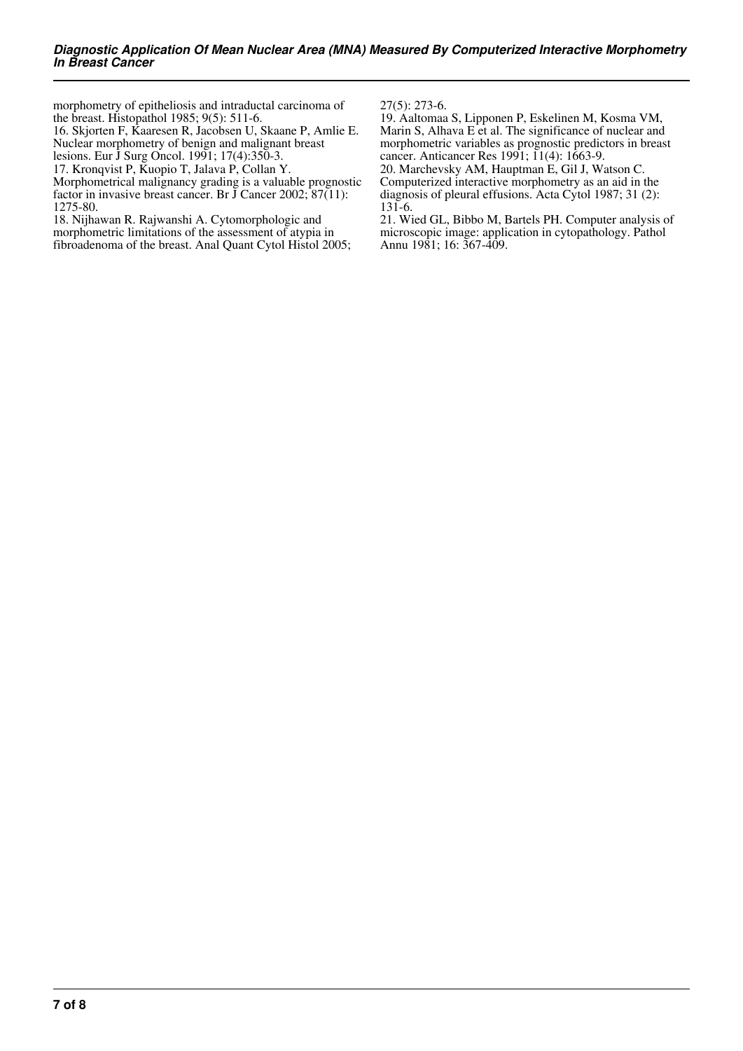morphometry of epitheliosis and intraductal carcinoma of the breast. Histopathol 1985; 9(5): 511-6.

16. Skjorten F, Kaaresen R, Jacobsen U, Skaane P, Amlie E. Nuclear morphometry of benign and malignant breast lesions. Eur J Surg Oncol. 1991; 17(4):350-3.

17. Kronqvist P, Kuopio T, Jalava P, Collan Y. Morphometrical malignancy grading is a valuable prognostic factor in invasive breast cancer. Br J Cancer 2002; 87(11): 1275-80.

18. Nijhawan R. Rajwanshi A. Cytomorphologic and morphometric limitations of the assessment of atypia in fibroadenoma of the breast. Anal Quant Cytol Histol 2005; 27(5): 273-6.

19. Aaltomaa S, Lipponen P, Eskelinen M, Kosma VM, Marin S, Alhava E et al. The significance of nuclear and morphometric variables as prognostic predictors in breast cancer. Anticancer Res 1991; 11(4): 1663-9.

20. Marchevsky AM, Hauptman E, Gil J, Watson C. Computerized interactive morphometry as an aid in the diagnosis of pleural effusions. Acta Cytol 1987; 31 (2): 131-6.

21. Wied GL, Bibbo M, Bartels PH. Computer analysis of microscopic image: application in cytopathology. Pathol Annu 1981; 16: 367-409.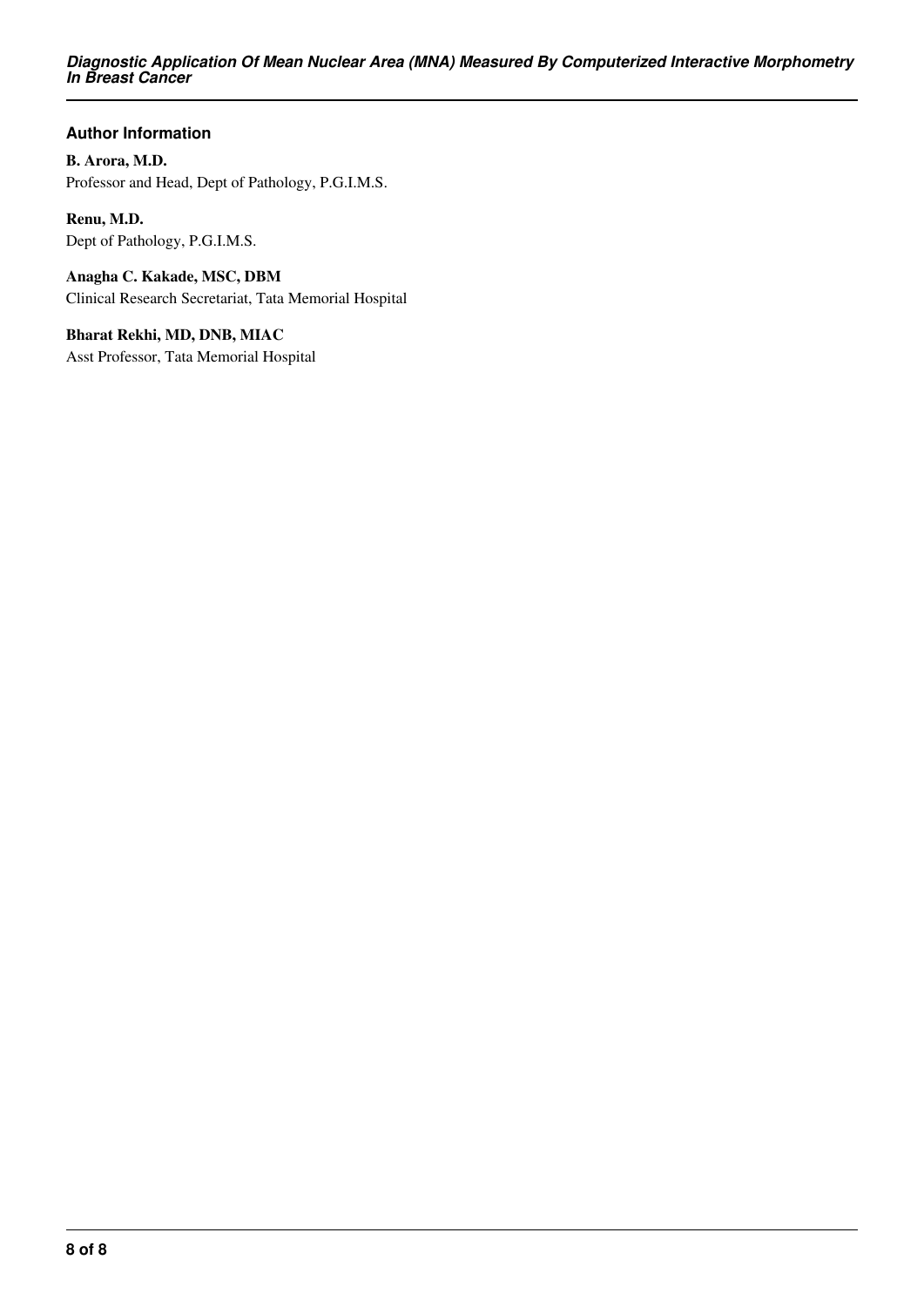## Author Information

**B. Arora, M.D.**
Professor and Head, Dept of Pathology, P.G.I.M.S.

**Renu, M.D.**
Dept of Pathology, P.G.I.M.S.

**Anagha C. Kakade, MSC, DBM**
Clinical Research Secretariat, Tata Memorial Hospital

**Bharat Rekhi, MD, DNB, MIAC**
Asst Professor, Tata Memorial Hospital